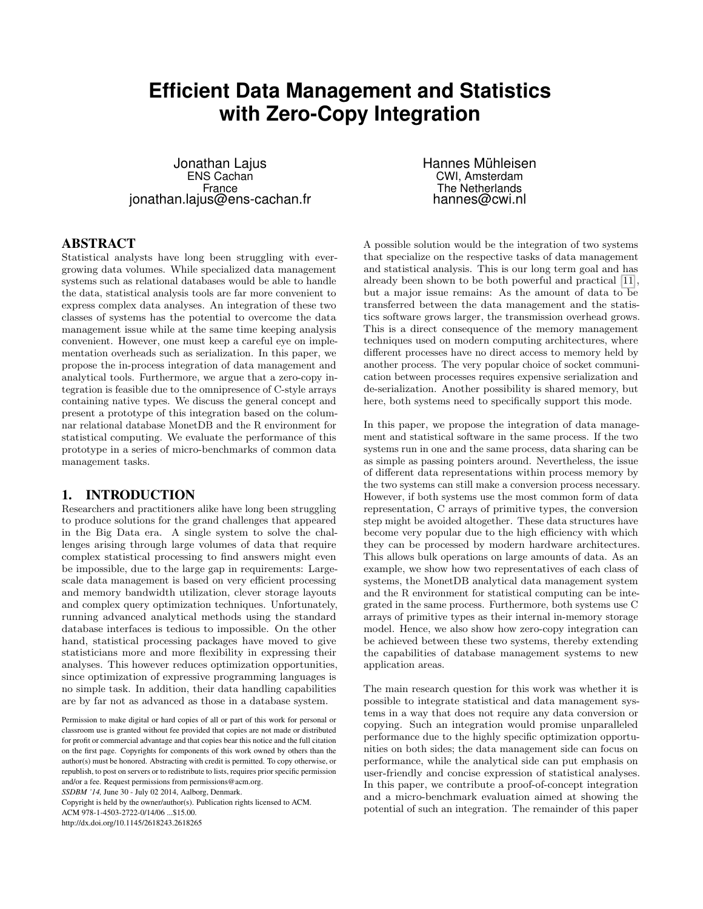# Efficient Data Management and Statistics with Zero-Copy Integration

Jonathan Lajus
ENS Cachan
France
jonathan.lajus@ens-cachan.fr

Hannes Mühleisen
CWI, Amsterdam
The Netherlands
hannes@cwi.nl

## ABSTRACT

Statistical analysts have long been struggling with ever-growing data volumes. While specialized data management systems such as relational databases would be able to handle the data, statistical analysis tools are far more convenient to express complex data analyses. An integration of these two classes of systems has the potential to overcome the data management issue while at the same time keeping analysis convenient. However, one must keep a careful eye on implementation overheads such as serialization. In this paper, we propose the in-process integration of data management and analytical tools. Furthermore, we argue that a zero-copy integration is feasible due to the omnipresence of C-style arrays containing native types. We discuss the general concept and present a prototype of this integration based on the columnar relational database MonetDB and the R environment for statistical computing. We evaluate the performance of this prototype in a series of micro-benchmarks of common data management tasks.

## 1. INTRODUCTION

Researchers and practitioners alike have long been struggling to produce solutions for the grand challenges that appeared in the Big Data era. A single system to solve the challenges arising through large volumes of data that require complex statistical processing to find answers might even be impossible, due to the large gap in requirements: Large-scale data management is based on very efficient processing and memory bandwidth utilization, clever storage layouts and complex query optimization techniques. Unfortunately, running advanced analytical methods using the standard database interfaces is tedious to impossible. On the other hand, statistical processing packages have moved to give statisticians more and more flexibility in expressing their analyses. This however reduces optimization opportunities, since optimization of expressive programming languages is no simple task. In addition, their data handling capabilities are by far not as advanced as those in a database system.

Permission to make digital or hard copies of all or part of this work for personal or classroom use is granted without fee provided that copies are not made or distributed for profit or commercial advantage and that copies bear this notice and the full citation on the first page. Copyrights for components of this work owned by others than the author(s) must be honored. Abstracting with credit is permitted. To copy otherwise, or republish, to post on servers or to redistribute to lists, requires prior specific permission and/or a fee. Request permissions from permissions@acm.org.
*SSDBM '14,* June 30 - July 02 2014, Aalborg, Denmark.
Copyright is held by the owner/author(s). Publication rights licensed to ACM.
ACM 978-1-4503-2722-0/14/06 ...$15.00.
http://dx.doi.org/10.1145/2618243.2618265

A possible solution would be the integration of two systems that specialize on the respective tasks of data management and statistical analysis. This is our long term goal and has already been shown to be both powerful and practical [11], but a major issue remains: As the amount of data to be transferred between the data management and the statistics software grows larger, the transmission overhead grows. This is a direct consequence of the memory management techniques used on modern computing architectures, where different processes have no direct access to memory held by another process. The very popular choice of socket communication between processes requires expensive serialization and de-serialization. Another possibility is shared memory, but here, both systems need to specifically support this mode.

In this paper, we propose the integration of data management and statistical software in the same process. If the two systems run in one and the same process, data sharing can be as simple as passing pointers around. Nevertheless, the issue of different data representations within process memory by the two systems can still make a conversion process necessary. However, if both systems use the most common form of data representation, C arrays of primitive types, the conversion step might be avoided altogether. These data structures have become very popular due to the high efficiency with which they can be processed by modern hardware architectures. This allows bulk operations on large amounts of data. As an example, we show how two representatives of each class of systems, the MonetDB analytical data management system and the R environment for statistical computing can be integrated in the same process. Furthermore, both systems use C arrays of primitive types as their internal in-memory storage model. Hence, we also show how zero-copy integration can be achieved between these two systems, thereby extending the capabilities of database management systems to new application areas.

The main research question for this work was whether it is possible to integrate statistical and data management systems in a way that does not require any data conversion or copying. Such an integration would promise unparalleled performance due to the highly specific optimization opportunities on both sides; the data management side can focus on performance, while the analytical side can put emphasis on user-friendly and concise expression of statistical analyses. In this paper, we contribute a proof-of-concept integration and a micro-benchmark evaluation aimed at showing the potential of such an integration. The remainder of this paper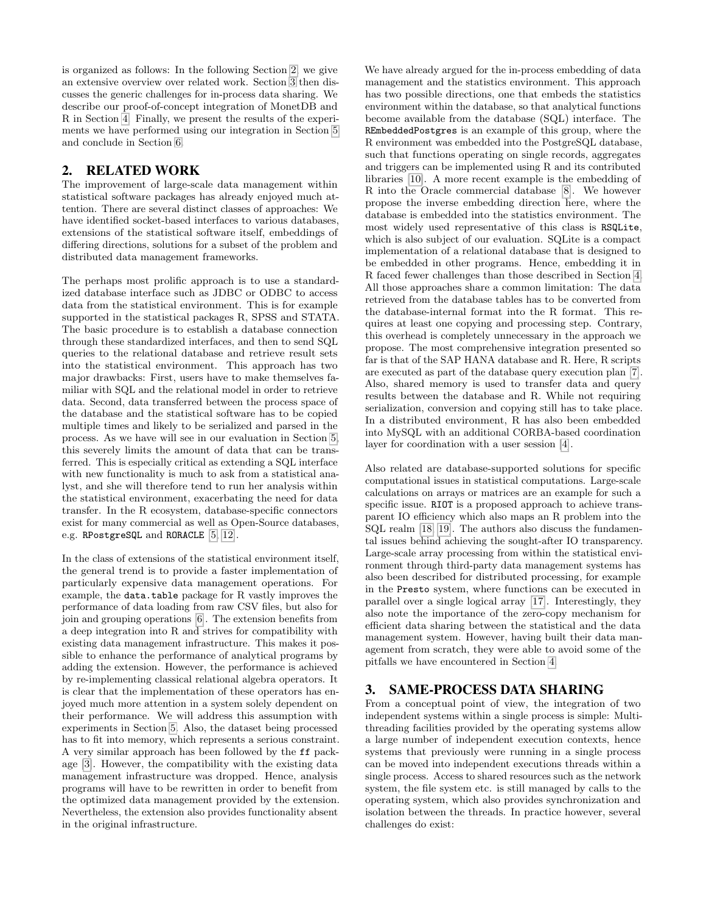is organized as follows: In the following Section 2, we give an extensive overview over related work. Section 3 then discusses the generic challenges for in-process data sharing. We describe our proof-of-concept integration of MonetDB and R in Section 4. Finally, we present the results of the experiments we have performed using our integration in Section 5 and conclude in Section 6.

## 2. RELATED WORK

The improvement of large-scale data management within statistical software packages has already enjoyed much attention. There are several distinct classes of approaches: We have identified socket-based interfaces to various databases, extensions of the statistical software itself, embeddings of differing directions, solutions for a subset of the problem and distributed data management frameworks.

The perhaps most prolific approach is to use a standardized database interface such as JDBC or ODBC to access data from the statistical environment. This is for example supported in the statistical packages R, SPSS and STATA. The basic procedure is to establish a database connection through these standardized interfaces, and then to send SQL queries to the relational database and retrieve result sets into the statistical environment. This approach has two major drawbacks: First, users have to make themselves familiar with SQL and the relational model in order to retrieve data. Second, data transferred between the process space of the database and the statistical software has to be copied multiple times and likely to be serialized and parsed in the process. As we have will see in our evaluation in Section 5, this severely limits the amount of data that can be transferred. This is especially critical as extending a SQL interface with new functionality is much to ask from a statistical analyst, and she will therefore tend to run her analysis within the statistical environment, exacerbating the need for data transfer. In the R ecosystem, database-specific connectors exist for many commercial as well as Open-Source databases, e.g. RPostgreSQL and RORACLE [5, 12].

In the class of extensions of the statistical environment itself, the general trend is to provide a faster implementation of particularly expensive data management operations. For example, the data.table package for R vastly improves the performance of data loading from raw CSV files, but also for join and grouping operations [6]. The extension benefits from a deep integration into R and strives for compatibility with existing data management infrastructure. This makes it possible to enhance the performance of analytical programs by adding the extension. However, the performance is achieved by re-implementing classical relational algebra operators. It is clear that the implementation of these operators has enjoyed much more attention in a system solely dependent on their performance. We will address this assumption with experiments in Section 5. Also, the dataset being processed has to fit into memory, which represents a serious constraint. A very similar approach has been followed by the ff package [3]. However, the compatibility with the existing data management infrastructure was dropped. Hence, analysis programs will have to be rewritten in order to benefit from the optimized data management provided by the extension. Nevertheless, the extension also provides functionality absent in the original infrastructure.

We have already argued for the in-process embedding of data management and the statistics environment. This approach has two possible directions, one that embeds the statistics environment within the database, so that analytical functions become available from the database (SQL) interface. The REmbeddedPostgres is an example of this group, where the R environment was embedded into the PostgreSQL database, such that functions operating on single records, aggregates and triggers can be implemented using R and its contributed libraries [10]. A more recent example is the embedding of R into the Oracle commercial database [8]. We however propose the inverse embedding direction here, where the database is embedded into the statistics environment. The most widely used representative of this class is RSQLite, which is also subject of our evaluation. SQLite is a compact implementation of a relational database that is designed to be embedded in other programs. Hence, embedding it in R faced fewer challenges than those described in Section 4. All those approaches share a common limitation: The data retrieved from the database tables has to be converted from the database-internal format into the R format. This requires at least one copying and processing step. Contrary, this overhead is completely unnecessary in the approach we propose. The most comprehensive integration presented so far is that of the SAP HANA database and R. Here, R scripts are executed as part of the database query execution plan [7]. Also, shared memory is used to transfer data and query results between the database and R. While not requiring serialization, conversion and copying still has to take place. In a distributed environment, R has also been embedded into MySQL with an additional CORBA-based coordination layer for coordination with a user session [4].

Also related are database-supported solutions for specific computational issues in statistical computations. Large-scale calculations on arrays or matrices are an example for such a specific issue. RIOT is a proposed approach to achieve transparent IO efficiency which also maps an R problem into the SQL realm [18, 19]. The authors also discuss the fundamental issues behind achieving the sought-after IO transparency. Large-scale array processing from within the statistical environment through third-party data management systems has also been described for distributed processing, for example in the Presto system, where functions can be executed in parallel over a single logical array [17]. Interestingly, they also note the importance of the zero-copy mechanism for efficient data sharing between the statistical and the data management system. However, having built their data management from scratch, they were able to avoid some of the pitfalls we have encountered in Section 4.

## 3. SAME-PROCESS DATA SHARING

From a conceptual point of view, the integration of two independent systems within a single process is simple: Multithreading facilities provided by the operating systems allow a large number of independent execution contexts, hence systems that previously were running in a single process can be moved into independent executions threads within a single process. Access to shared resources such as the network system, the file system etc. is still managed by calls to the operating system, which also provides synchronization and isolation between the threads. In practice however, several challenges do exist: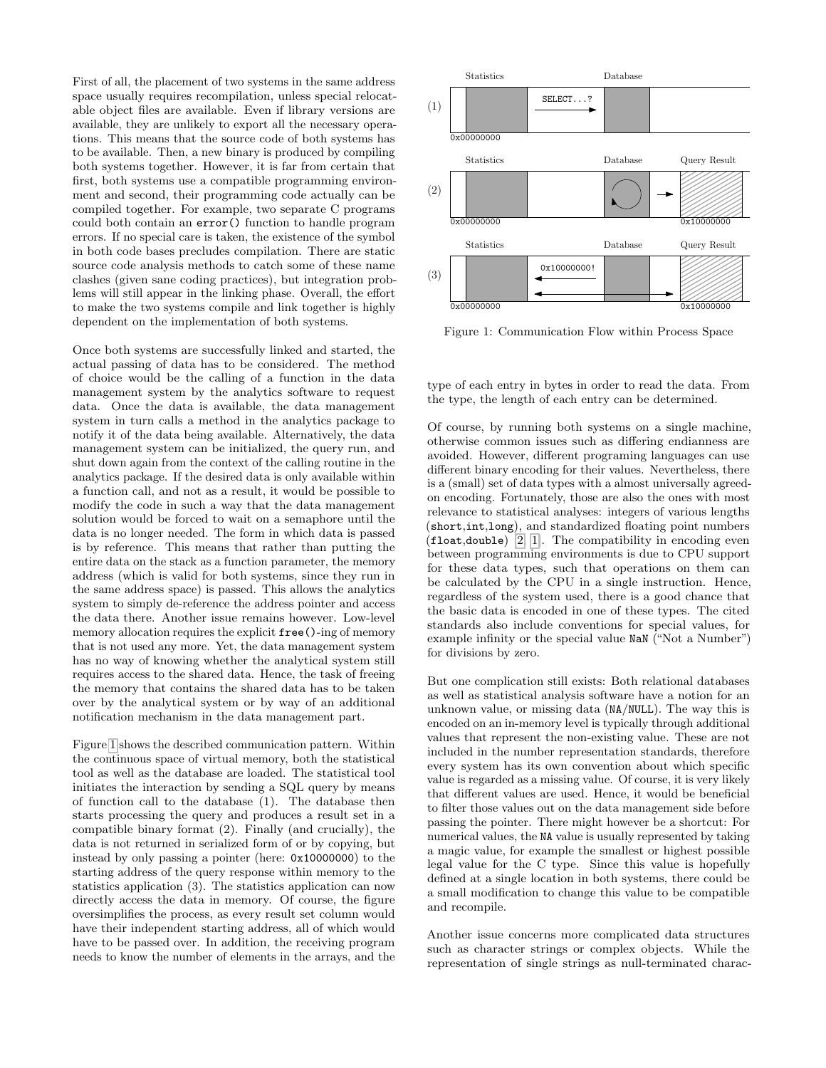First of all, the placement of two systems in the same address space usually requires recompilation, unless special relocatable object files are available. Even if library versions are available, they are unlikely to export all the necessary operations. This means that the source code of both systems has to be available. Then, a new binary is produced by compiling both systems together. However, it is far from certain that first, both systems use a compatible programming environment and second, their programming code actually can be compiled together. For example, two separate C programs could both contain an `error()` function to handle program errors. If no special care is taken, the existence of the symbol in both code bases precludes compilation. There are static source code analysis methods to catch some of these name clashes (given sane coding practices), but integration problems will still appear in the linking phase. Overall, the effort to make the two systems compile and link together is highly dependent on the implementation of both systems.

Once both systems are successfully linked and started, the actual passing of data has to be considered. The method of choice would be the calling of a function in the data management system by the analytics software to request data. Once the data is available, the data management system in turn calls a method in the analytics package to notify it of the data being available. Alternatively, the data management system can be initialized, the query run, and shut down again from the context of the calling routine in the analytics package. If the desired data is only available within a function call, and not as a result, it would be possible to modify the code in such a way that the data management solution would be forced to wait on a semaphore until the data is no longer needed. The form in which data is passed is by reference. This means that rather than putting the entire data on the stack as a function parameter, the memory address (which is valid for both systems, since they run in the same address space) is passed. This allows the analytics system to simply de-reference the address pointer and access the data there. Another issue remains however. Low-level memory allocation requires the explicit `free()`-ing of memory that is not used any more. Yet, the data management system has no way of knowing whether the analytical system still requires access to the shared data. Hence, the task of freeing the memory that contains the shared data has to be taken over by the analytical system or by way of an additional notification mechanism in the data management part.

Figure 1 shows the described communication pattern. Within the continuous space of virtual memory, both the statistical tool as well as the database are loaded. The statistical tool initiates the interaction by sending a SQL query by means of function call to the database (1). The database then starts processing the query and produces a result set in a compatible binary format (2). Finally (and crucially), the data is not returned in serialized form of or by copying, but instead by only passing a pointer (here: `0x10000000`) to the starting address of the query response within memory to the statistics application (3). The statistics application can now directly access the data in memory. Of course, the figure oversimplifies the process, as every result set column would have their independent starting address, all of which would have to be passed over. In addition, the receiving program needs to know the number of elements in the arrays, and the type of each entry in bytes in order to read the data. From the type, the length of each entry can be determined.

(1)
Statistics
Database
SELECT...?
0x00000000

(2)
Statistics
Database
Query Result
0x00000000
0x10000000

(3)
Statistics
Database
Query Result
0x10000000!
0x00000000
0x10000000

Figure 1: Communication Flow within Process Space

Of course, by running both systems on a single machine, otherwise common issues such as differing endianness are avoided. However, different programing languages can use different binary encoding for their values. Nevertheless, there is a (small) set of data types with a almost universally agreed-on encoding. Fortunately, those are also the ones with most relevance to statistical analyses: integers of various lengths (`short`,`int`,`long`), and standardized floating point numbers (`float`,`double`) [2] [1]. The compatibility in encoding even between programming environments is due to CPU support for these data types, such that operations on them can be calculated by the CPU in a single instruction. Hence, regardless of the system used, there is a good chance that the basic data is encoded in one of these types. The cited standards also include conventions for special values, for example infinity or the special value `NaN` ("Not a Number") for divisions by zero.

But one complication still exists: Both relational databases as well as statistical analysis software have a notion for an unknown value, or missing data (`NA`/`NULL`). The way this is encoded on an in-memory level is typically through additional values that represent the non-existing value. These are not included in the number representation standards, therefore every system has its own convention about which specific value is regarded as a missing value. Of course, it is very likely that different values are used. Hence, it would be beneficial to filter those values out on the data management side before passing the pointer. There might however be a shortcut: For numerical values, the `NA` value is usually represented by taking a magic value, for example the smallest or highest possible legal value for the C type. Since this value is hopefully defined at a single location in both systems, there could be a small modification to change this value to be compatible and recompile.

Another issue concerns more complicated data structures such as character strings or complex objects. While the representation of single strings as null-terminated charac-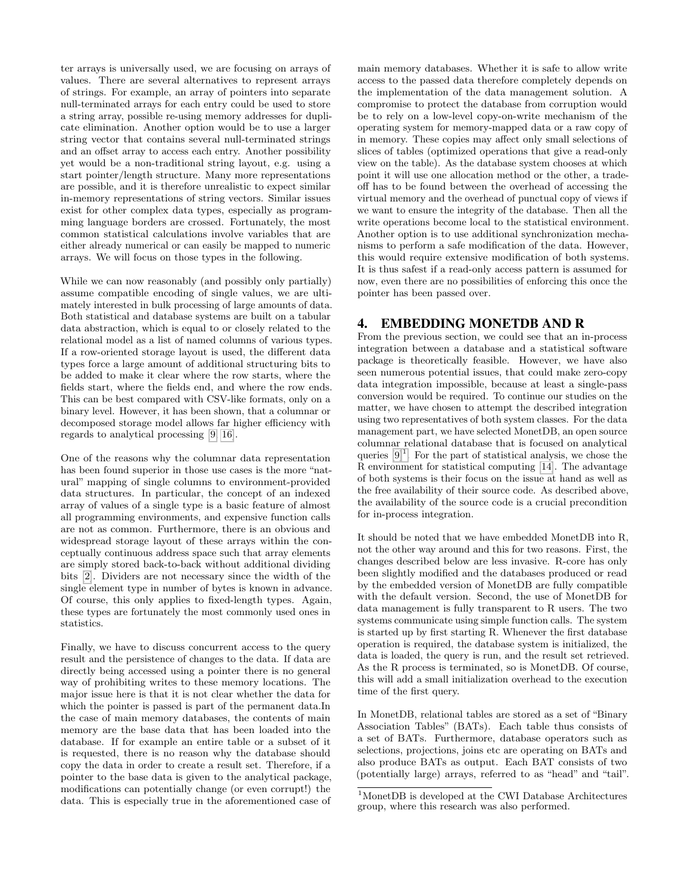ter arrays is universally used, we are focusing on arrays of values. There are several alternatives to represent arrays of strings. For example, an array of pointers into separate null-terminated arrays for each entry could be used to store a string array, possible re-using memory addresses for duplicate elimination. Another option would be to use a larger string vector that contains several null-terminated strings and an offset array to access each entry. Another possibility yet would be a non-traditional string layout, e.g. using a start pointer/length structure. Many more representations are possible, and it is therefore unrealistic to expect similar in-memory representations of string vectors. Similar issues exist for other complex data types, especially as programming language borders are crossed. Fortunately, the most common statistical calculations involve variables that are either already numerical or can easily be mapped to numeric arrays. We will focus on those types in the following.

While we can now reasonably (and possibly only partially) assume compatible encoding of single values, we are ultimately interested in bulk processing of large amounts of data. Both statistical and database systems are built on a tabular data abstraction, which is equal to or closely related to the relational model as a list of named columns of various types. If a row-oriented storage layout is used, the different data types force a large amount of additional structuring bits to be added to make it clear where the row starts, where the fields start, where the fields end, and where the row ends. This can be best compared with CSV-like formats, only on a binary level. However, it has been shown, that a columnar or decomposed storage model allows far higher efficiency with regards to analytical processing [9] [16].

One of the reasons why the columnar data representation has been found superior in those use cases is the more "natural" mapping of single columns to environment-provided data structures. In particular, the concept of an indexed array of values of a single type is a basic feature of almost all programming environments, and expensive function calls are not as common. Furthermore, there is an obvious and widespread storage layout of these arrays within the conceptually continuous address space such that array elements are simply stored back-to-back without additional dividing bits [2]. Dividers are not necessary since the width of the single element type in number of bytes is known in advance. Of course, this only applies to fixed-length types. Again, these types are fortunately the most commonly used ones in statistics.

Finally, we have to discuss concurrent access to the query result and the persistence of changes to the data. If data are directly being accessed using a pointer there is no general way of prohibiting writes to these memory locations. The major issue here is that it is not clear whether the data for which the pointer is passed is part of the permanent data.In the case of main memory databases, the contents of main memory are the base data that has been loaded into the database. If for example an entire table or a subset of it is requested, there is no reason why the database should copy the data in order to create a result set. Therefore, if a pointer to the base data is given to the analytical package, modifications can potentially change (or even corrupt!) the data. This is especially true in the aforementioned case of main memory databases. Whether it is safe to allow write access to the passed data therefore completely depends on the implementation of the data management solution. A compromise to protect the database from corruption would be to rely on a low-level copy-on-write mechanism of the operating system for memory-mapped data or a raw copy of in memory. These copies may affect only small selections of slices of tables (optimized operations that give a read-only view on the table). As the database system chooses at which point it will use one allocation method or the other, a trade-off has to be found between the overhead of accessing the virtual memory and the overhead of punctual copy of views if we want to ensure the integrity of the database. Then all the write operations become local to the statistical environment. Another option is to use additional synchronization mechanisms to perform a safe modification of the data. However, this would require extensive modification of both systems. It is thus safest if a read-only access pattern is assumed for now, even there are no possibilities of enforcing this once the pointer has been passed over.

## 4. EMBEDDING MONETDB AND R

From the previous section, we could see that an in-process integration between a database and a statistical software package is theoretically feasible. However, we have also seen numerous potential issues, that could make zero-copy data integration impossible, because at least a single-pass conversion would be required. To continue our studies on the matter, we have chosen to attempt the described integration using two representatives of both system classes. For the data management part, we have selected MonetDB, an open source columnar relational database that is focused on analytical queries [9][1]. For the part of statistical analysis, we chose the R environment for statistical computing [14]. The advantage of both systems is their focus on the issue at hand as well as the free availability of their source code. As described above, the availability of the source code is a crucial precondition for in-process integration.

It should be noted that we have embedded MonetDB into R, not the other way around and this for two reasons. First, the changes described below are less invasive. R-core has only been slightly modified and the databases produced or read by the embedded version of MonetDB are fully compatible with the default version. Second, the use of MonetDB for data management is fully transparent to R users. The two systems communicate using simple function calls. The system is started up by first starting R. Whenever the first database operation is required, the database system is initialized, the data is loaded, the query is run, and the result set retrieved. As the R process is terminated, so is MonetDB. Of course, this will add a small initialization overhead to the execution time of the first query.

In MonetDB, relational tables are stored as a set of "Binary Association Tables" (BATs). Each table thus consists of a set of BATs. Furthermore, database operators such as selections, projections, joins etc are operating on BATs and also produce BATs as output. Each BAT consists of two (potentially large) arrays, referred to as "head" and "tail".

[1]MonetDB is developed at the CWI Database Architectures group, where this research was also performed.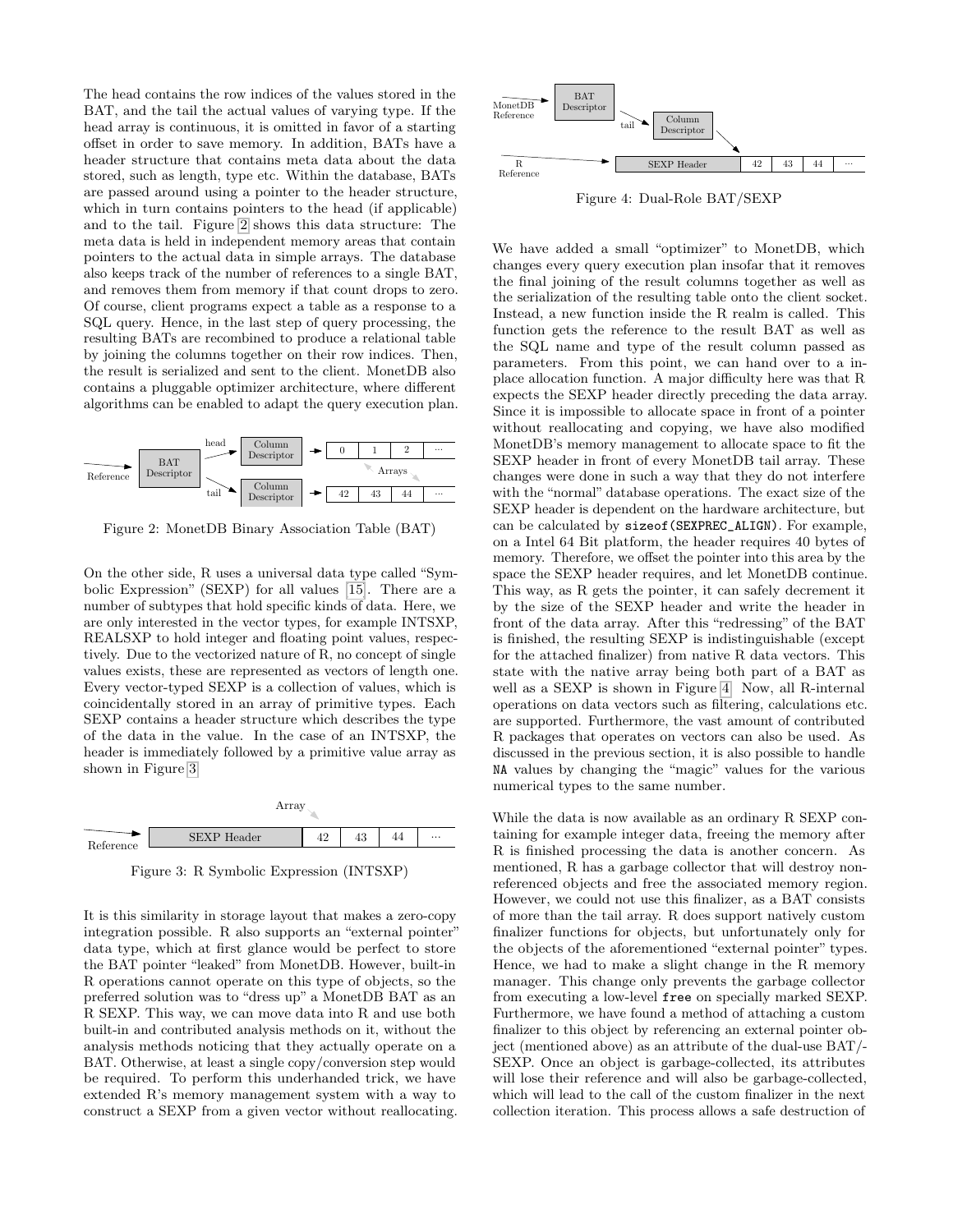The head contains the row indices of the values stored in the BAT, and the tail the actual values of varying type. If the head array is continuous, it is omitted in favor of a starting offset in order to save memory. In addition, BATs have a header structure that contains meta data about the data stored, such as length, type etc. Within the database, BATs are passed around using a pointer to the header structure, which in turn contains pointers to the head (if applicable) and to the tail. Figure 2 shows this data structure: The meta data is held in independent memory areas that contain pointers to the actual data in simple arrays. The database also keeps track of the number of references to a single BAT, and removes them from memory if that count drops to zero. Of course, client programs expect a table as a response to a SQL query. Hence, in the last step of query processing, the resulting BATs are recombined to produce a relational table by joining the columns together on their row indices. Then, the result is serialized and sent to the client. MonetDB also contains a pluggable optimizer architecture, where different algorithms can be enabled to adapt the query execution plan.

Figure 2: MonetDB Binary Association Table (BAT)

On the other side, R uses a universal data type called "Symbolic Expression" (SEXP) for all values [15]. There are a number of subtypes that hold specific kinds of data. Here, we are only interested in the vector types, for example INTSXP, REALSXP to hold integer and floating point values, respectively. Due to the vectorized nature of R, no concept of single values exists, these are represented as vectors of length one. Every vector-typed SEXP is a collection of values, which is coincidentally stored in an array of primitive types. Each SEXP contains a header structure which describes the type of the data in the value. In the case of an INTSXP, the header is immediately followed by a primitive value array as shown in Figure 3

Figure 3: R Symbolic Expression (INTSXP)

It is this similarity in storage layout that makes a zero-copy integration possible. R also supports an "external pointer" data type, which at first glance would be perfect to store the BAT pointer "leaked" from MonetDB. However, built-in R operations cannot operate on this type of objects, so the preferred solution was to "dress up" a MonetDB BAT as an R SEXP. This way, we can move data into R and use both built-in and contributed analysis methods on it, without the analysis methods noticing that they actually operate on a BAT. Otherwise, at least a single copy/conversion step would be required. To perform this underhanded trick, we have extended R's memory management system with a way to construct a SEXP from a given vector without reallocating.

Figure 4: Dual-Role BAT/SEXP

We have added a small "optimizer" to MonetDB, which changes every query execution plan insofar that it removes the final joining of the result columns together as well as the serialization of the resulting table onto the client socket. Instead, a new function inside the R realm is called. This function gets the reference to the result BAT as well as the SQL name and type of the result column passed as parameters. From this point, we can hand over to a in-place allocation function. A major difficulty here was that R expects the SEXP header directly preceding the data array. Since it is impossible to allocate space in front of a pointer without reallocating and copying, we have also modified MonetDB's memory management to allocate space to fit the SEXP header in front of every MonetDB tail array. These changes were done in such a way that they do not interfere with the "normal" database operations. The exact size of the SEXP header is dependent on the hardware architecture, but can be calculated by `sizeof(SEXPREC_ALIGN)`. For example, on a Intel 64 Bit platform, the header requires 40 bytes of memory. Therefore, we offset the pointer into this area by the space the SEXP header requires, and let MonetDB continue. This way, as R gets the pointer, it can safely decrement it by the size of the SEXP header and write the header in front of the data array. After this "redressing" of the BAT is finished, the resulting SEXP is indistinguishable (except for the attached finalizer) from native R data vectors. This state with the native array being both part of a BAT as well as a SEXP is shown in Figure 4. Now, all R-internal operations on data vectors such as filtering, calculations etc. are supported. Furthermore, the vast amount of contributed R packages that operates on vectors can also be used. As discussed in the previous section, it is also possible to handle `NA` values by changing the "magic" values for the various numerical types to the same number.

While the data is now available as an ordinary R SEXP containing for example integer data, freeing the memory after R is finished processing the data is another concern. As mentioned, R has a garbage collector that will destroy non-referenced objects and free the associated memory region. However, we could not use this finalizer, as a BAT consists of more than the tail array. R does support natively custom finalizer functions for objects, but unfortunately only for the objects of the aforementioned "external pointer" types. Hence, we had to make a slight change in the R memory manager. This change only prevents the garbage collector from executing a low-level `free` on specially marked SEXP. Furthermore, we have found a method of attaching a custom finalizer to this object by referencing an external pointer object (mentioned above) as an attribute of the dual-use BAT/-SEXP. Once an object is garbage-collected, its attributes will lose their reference and will also be garbage-collected, which will lead to the call of the custom finalizer in the next collection iteration. This process allows a safe destruction of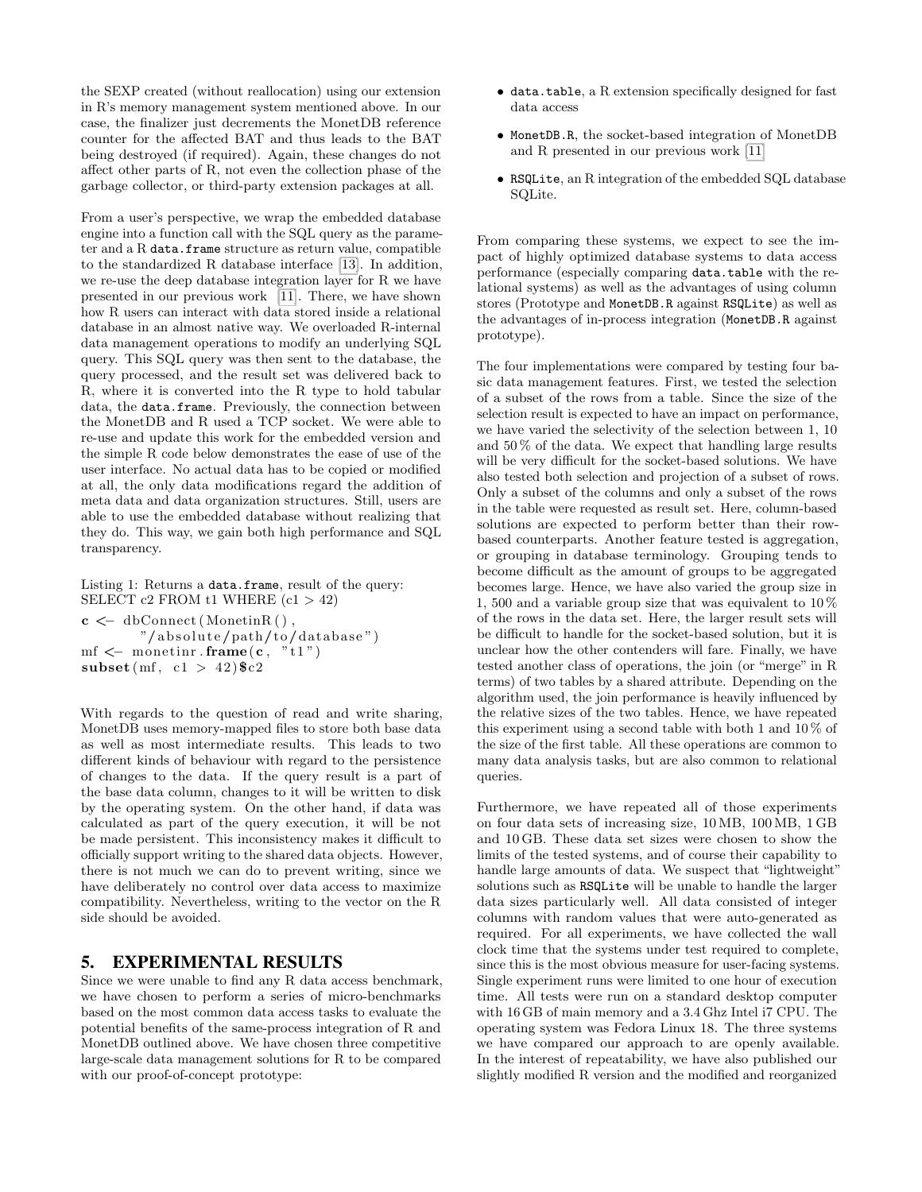the SEXP created (without reallocation) using our extension in R's memory management system mentioned above. In our case, the finalizer just decrements the MonetDB reference counter for the affected BAT and thus leads to the BAT being destroyed (if required). Again, these changes do not affect other parts of R, not even the collection phase of the garbage collector, or third-party extension packages at all.

From a user's perspective, we wrap the embedded database engine into a function call with the SQL query as the parameter and a R `data.frame` structure as return value, compatible to the standardized R database interface [13]. In addition, we re-use the deep database integration layer for R we have presented in our previous work [11]. There, we have shown how R users can interact with data stored inside a relational database in an almost native way. We overloaded R-internal data management operations to modify an underlying SQL query. This SQL query was then sent to the database, the query processed, and the result set was delivered back to R, where it is converted into the R type to hold tabular data, the `data.frame`. Previously, the connection between the MonetDB and R used a TCP socket. We were able to re-use and update this work for the embedded version and the simple R code below demonstrates the ease of use of the user interface. No actual data has to be copied or modified at all, the only data modifications regard the addition of meta data and data organization structures. Still, users are able to use the embedded database without realizing that they do. This way, we gain both high performance and SQL transparency.

Listing 1: Returns a `data.frame`, result of the query: SELECT c2 FROM t1 WHERE (c1 > 42)

```
c <- dbConnect(MonetinR(),
        "/absolute/path/to/database")
mf <- monetinr.frame(c, "t1")
subset(mf, c1 > 42)$c2
```

With regards to the question of read and write sharing, MonetDB uses memory-mapped files to store both base data as well as most intermediate results. This leads to two different kinds of behaviour with regard to the persistence of changes to the data. If the query result is a part of the base data column, changes to it will be written to disk by the operating system. On the other hand, if data was calculated as part of the query execution, it will be not be made persistent. This inconsistency makes it difficult to officially support writing to the shared data objects. However, there is not much we can do to prevent writing, since we have deliberately no control over data access to maximize compatibility. Nevertheless, writing to the vector on the R side should be avoided.

## 5. EXPERIMENTAL RESULTS

Since we were unable to find any R data access benchmark, we have chosen to perform a series of micro-benchmarks based on the most common data access tasks to evaluate the potential benefits of the same-process integration of R and MonetDB outlined above. We have chosen three competitive large-scale data management solutions for R to be compared with our proof-of-concept prototype:

- `data.table`, a R extension specifically designed for fast data access
- `MonetDB.R`, the socket-based integration of MonetDB and R presented in our previous work [11]
- `RSQLite`, an R integration of the embedded SQL database SQLite.

From comparing these systems, we expect to see the impact of highly optimized database systems to data access performance (especially comparing `data.table` with the relational systems) as well as the advantages of using column stores (Prototype and `MonetDB.R` against `RSQLite`) as well as the advantages of in-process integration (`MonetDB.R` against prototype).

The four implementations were compared by testing four basic data management features. First, we tested the selection of a subset of the rows from a table. Since the size of the selection result is expected to have an impact on performance, we have varied the selectivity of the selection between 1, 10 and 50 % of the data. We expect that handling large results will be very difficult for the socket-based solutions. We have also tested both selection and projection of a subset of rows. Only a subset of the columns and only a subset of the rows in the table were requested as result set. Here, column-based solutions are expected to perform better than their row-based counterparts. Another feature tested is aggregation, or grouping in database terminology. Grouping tends to become difficult as the amount of groups to be aggregated becomes large. Hence, we have also varied the group size in 1, 500 and a variable group size that was equivalent to 10 % of the rows in the data set. Here, the larger result sets will be difficult to handle for the socket-based solution, but it is unclear how the other contenders will fare. Finally, we have tested another class of operations, the join (or "merge" in R terms) of two tables by a shared attribute. Depending on the algorithm used, the join performance is heavily influenced by the relative sizes of the two tables. Hence, we have repeated this experiment using a second table with both 1 and 10 % of the size of the first table. All these operations are common to many data analysis tasks, but are also common to relational queries.

Furthermore, we have repeated all of those experiments on four data sets of increasing size, 10 MB, 100 MB, 1 GB and 10 GB. These data set sizes were chosen to show the limits of the tested systems, and of course their capability to handle large amounts of data. We suspect that "lightweight" solutions such as `RSQLite` will be unable to handle the larger data sizes particularly well. All data consisted of integer columns with random values that were auto-generated as required. For all experiments, we have collected the wall clock time that the systems under test required to complete, since this is the most obvious measure for user-facing systems. Single experiment runs were limited to one hour of execution time. All tests were run on a standard desktop computer with 16 GB of main memory and a 3.4 Ghz Intel i7 CPU. The operating system was Fedora Linux 18. The three systems we have compared our approach to are openly available. In the interest of repeatability, we have also published our slightly modified R version and the modified and reorganized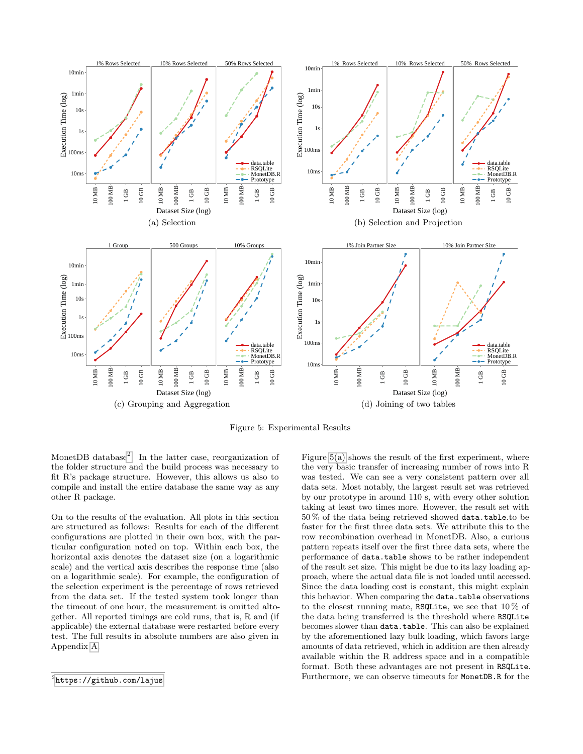1% Rows Selected | 10% Rows Selected | 50% Rows Selected

Execution Time (log): 10ms, 100ms, 1s, 10s, 1min, 10min

Dataset Size (log): 10 MB, 100 MB, 1 GB, 10 GB

data.table, RSQLite, MonetDB.R, Prototype

(a) Selection

1% Rows Selected | 10% Rows Selected | 50% Rows Selected

Execution Time (log): 10ms, 100ms, 1s, 10s, 1min, 10min

Dataset Size (log): 10 MB, 100 MB, 1 GB, 10 GB

data.table, RSQLite, MonetDB.R, Prototype

(b) Selection and Projection

1 Group | 500 Groups | 10% Groups

Execution Time (log): 10ms, 100ms, 1s, 10s, 1min, 10min

Dataset Size (log): 10 MB, 100 MB, 1 GB, 10 GB

data.table, RSQLite, MonetDB.R, Prototype

(c) Grouping and Aggregation

1% Join Partner Size | 10% Join Partner Size

Execution Time (log): 10ms, 100ms, 1s, 10s, 1min, 10min

Dataset Size (log): 10 MB, 100 MB, 1 GB, 10 GB

data.table, RSQLite, MonetDB.R, Prototype

(d) Joining of two tables

Figure 5: Experimental Results

MonetDB database[2]. In the latter case, reorganization of the folder structure and the build process was necessary to fit R's package structure. However, this allows us also to compile and install the entire database the same way as any other R package.

On to the results of the evaluation. All plots in this section are structured as follows: Results for each of the different configurations are plotted in their own box, with the particular configuration noted on top. Within each box, the horizontal axis denotes the dataset size (on a logarithmic scale) and the vertical axis describes the response time (also on a logarithmic scale). For example, the configuration of the selection experiment is the percentage of rows retrieved from the data set. If the tested system took longer than the timeout of one hour, the measurement is omitted altogether. All reported timings are cold runs, that is, R and (if applicable) the external database were restarted before every test. The full results in absolute numbers are also given in Appendix A.

[2] https://github.com/lajus

Figure 5(a) shows the result of the first experiment, where the very basic transfer of increasing number of rows into R was tested. We can see a very consistent pattern over all data sets. Most notably, the largest result set was retrieved by our prototype in around 110 s, with every other solution taking at least two times more. However, the result set with 50 % of the data being retrieved showed `data.table`.to be faster for the first three data sets. We attribute this to the row recombination overhead in MonetDB. Also, a curious pattern repeats itself over the first three data sets, where the performance of `data.table` shows to be rather independent of the result set size. This might be due to its lazy loading approach, where the actual data file is not loaded until accessed. Since the data loading cost is constant, this might explain this behavior. When comparing the `data.table` observations to the closest running mate, `RSQLite`, we see that 10 % of the data being transferred is the threshold where `RSQLite` becomes slower than `data.table`. This can also be explained by the aforementioned lazy bulk loading, which favors large amounts of data retrieved, which in addition are then already available within the R address space and in a compatible format. Both these advantages are not present in `RSQLite`. Furthermore, we can observe timeouts for `MonetDB.R` for the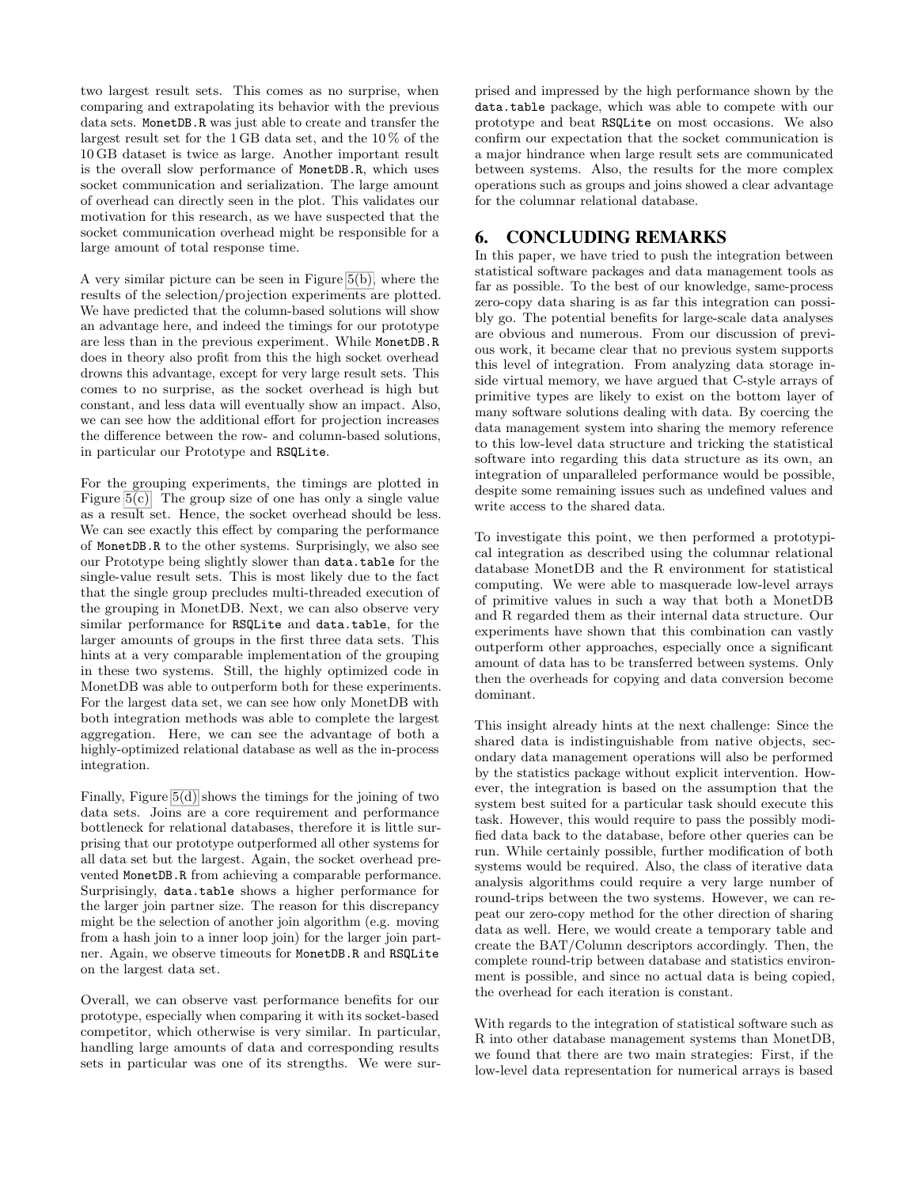two largest result sets. This comes as no surprise, when comparing and extrapolating its behavior with the previous data sets. MonetDB.R was just able to create and transfer the largest result set for the 1 GB data set, and the 10 % of the 10 GB dataset is twice as large. Another important result is the overall slow performance of MonetDB.R, which uses socket communication and serialization. The large amount of overhead can directly seen in the plot. This validates our motivation for this research, as we have suspected that the socket communication overhead might be responsible for a large amount of total response time.

A very similar picture can be seen in Figure 5(b), where the results of the selection/projection experiments are plotted. We have predicted that the column-based solutions will show an advantage here, and indeed the timings for our prototype are less than in the previous experiment. While MonetDB.R does in theory also profit from this the high socket overhead drowns this advantage, except for very large result sets. This comes to no surprise, as the socket overhead is high but constant, and less data will eventually show an impact. Also, we can see how the additional effort for projection increases the difference between the row- and column-based solutions, in particular our Prototype and RSQLite.

For the grouping experiments, the timings are plotted in Figure 5(c). The group size of one has only a single value as a result set. Hence, the socket overhead should be less. We can see exactly this effect by comparing the performance of MonetDB.R to the other systems. Surprisingly, we also see our Prototype being slightly slower than data.table for the single-value result sets. This is most likely due to the fact that the single group precludes multi-threaded execution of the grouping in MonetDB. Next, we can also observe very similar performance for RSQLite and data.table, for the larger amounts of groups in the first three data sets. This hints at a very comparable implementation of the grouping in these two systems. Still, the highly optimized code in MonetDB was able to outperform both for these experiments. For the largest data set, we can see how only MonetDB with both integration methods was able to complete the largest aggregation. Here, we can see the advantage of both a highly-optimized relational database as well as the in-process integration.

Finally, Figure 5(d) shows the timings for the joining of two data sets. Joins are a core requirement and performance bottleneck for relational databases, therefore it is little surprising that our prototype outperformed all other systems for all data set but the largest. Again, the socket overhead prevented MonetDB.R from achieving a comparable performance. Surprisingly, data.table shows a higher performance for the larger join partner size. The reason for this discrepancy might be the selection of another join algorithm (e.g. moving from a hash join to a inner loop join) for the larger join partner. Again, we observe timeouts for MonetDB.R and RSQLite on the largest data set.

Overall, we can observe vast performance benefits for our prototype, especially when comparing it with its socket-based competitor, which otherwise is very similar. In particular, handling large amounts of data and corresponding results sets in particular was one of its strengths. We were surprised and impressed by the high performance shown by the data.table package, which was able to compete with our prototype and beat RSQLite on most occasions. We also confirm our expectation that the socket communication is a major hindrance when large result sets are communicated between systems. Also, the results for the more complex operations such as groups and joins showed a clear advantage for the columnar relational database.

## 6. CONCLUDING REMARKS

In this paper, we have tried to push the integration between statistical software packages and data management tools as far as possible. To the best of our knowledge, same-process zero-copy data sharing is as far this integration can possibly go. The potential benefits for large-scale data analyses are obvious and numerous. From our discussion of previous work, it became clear that no previous system supports this level of integration. From analyzing data storage inside virtual memory, we have argued that C-style arrays of primitive types are likely to exist on the bottom layer of many software solutions dealing with data. By coercing the data management system into sharing the memory reference to this low-level data structure and tricking the statistical software into regarding this data structure as its own, an integration of unparalleled performance would be possible, despite some remaining issues such as undefined values and write access to the shared data.

To investigate this point, we then performed a prototypical integration as described using the columnar relational database MonetDB and the R environment for statistical computing. We were able to masquerade low-level arrays of primitive values in such a way that both a MonetDB and R regarded them as their internal data structure. Our experiments have shown that this combination can vastly outperform other approaches, especially once a significant amount of data has to be transferred between systems. Only then the overheads for copying and data conversion become dominant.

This insight already hints at the next challenge: Since the shared data is indistinguishable from native objects, secondary data management operations will also be performed by the statistics package without explicit intervention. However, the integration is based on the assumption that the system best suited for a particular task should execute this task. However, this would require to pass the possibly modified data back to the database, before other queries can be run. While certainly possible, further modification of both systems would be required. Also, the class of iterative data analysis algorithms could require a very large number of round-trips between the two systems. However, we can repeat our zero-copy method for the other direction of sharing data as well. Here, we would create a temporary table and create the BAT/Column descriptors accordingly. Then, the complete round-trip between database and statistics environment is possible, and since no actual data is being copied, the overhead for each iteration is constant.

With regards to the integration of statistical software such as R into other database management systems than MonetDB, we found that there are two main strategies: First, if the low-level data representation for numerical arrays is based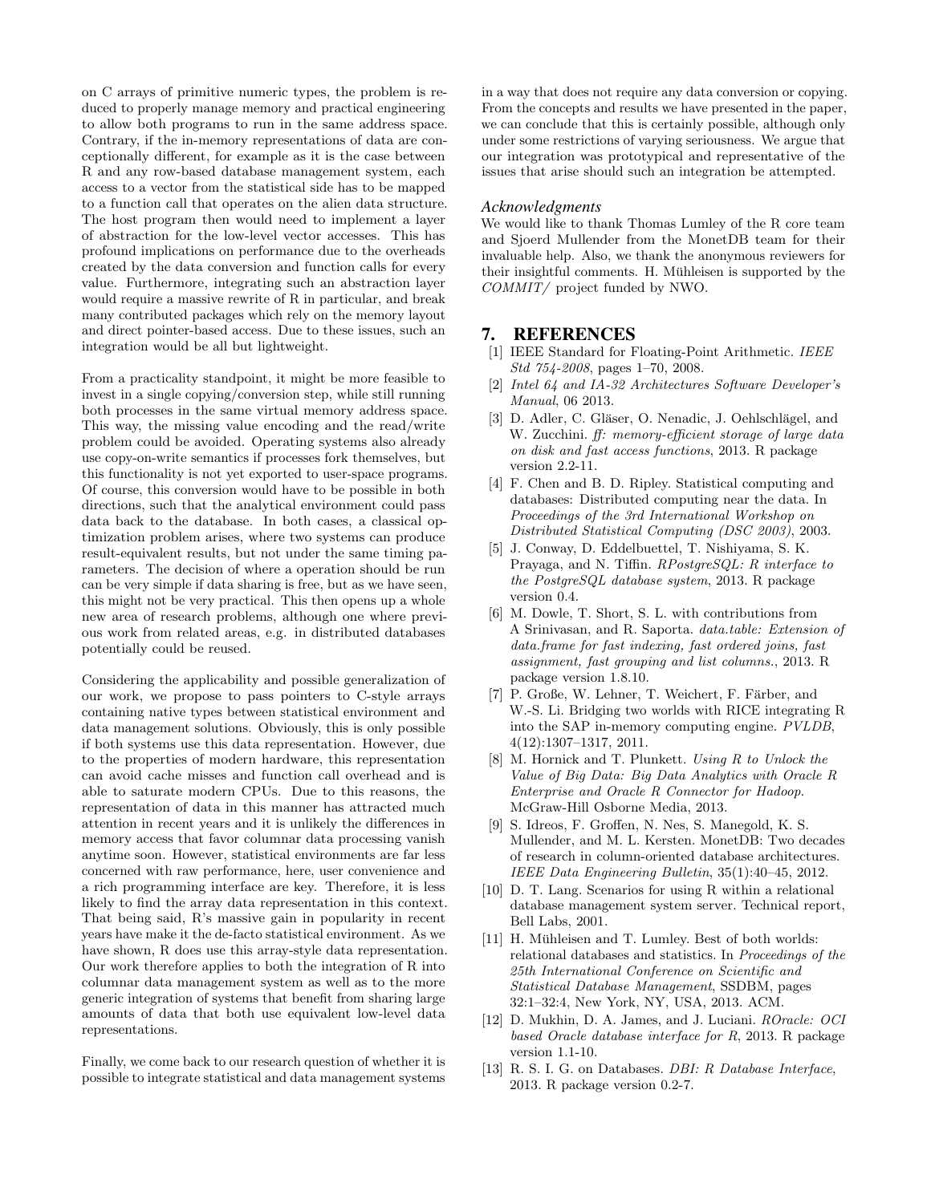on C arrays of primitive numeric types, the problem is reduced to properly manage memory and practical engineering to allow both programs to run in the same address space. Contrary, if the in-memory representations of data are conceptionally different, for example as it is the case between R and any row-based database management system, each access to a vector from the statistical side has to be mapped to a function call that operates on the alien data structure. The host program then would need to implement a layer of abstraction for the low-level vector accesses. This has profound implications on performance due to the overheads created by the data conversion and function calls for every value. Furthermore, integrating such an abstraction layer would require a massive rewrite of R in particular, and break many contributed packages which rely on the memory layout and direct pointer-based access. Due to these issues, such an integration would be all but lightweight.

From a practicality standpoint, it might be more feasible to invest in a single copying/conversion step, while still running both processes in the same virtual memory address space. This way, the missing value encoding and the read/write problem could be avoided. Operating systems also already use copy-on-write semantics if processes fork themselves, but this functionality is not yet exported to user-space programs. Of course, this conversion would have to be possible in both directions, such that the analytical environment could pass data back to the database. In both cases, a classical optimization problem arises, where two systems can produce result-equivalent results, but not under the same timing parameters. The decision of where a operation should be run can be very simple if data sharing is free, but as we have seen, this might not be very practical. This then opens up a whole new area of research problems, although one where previous work from related areas, e.g. in distributed databases potentially could be reused.

Considering the applicability and possible generalization of our work, we propose to pass pointers to C-style arrays containing native types between statistical environment and data management solutions. Obviously, this is only possible if both systems use this data representation. However, due to the properties of modern hardware, this representation can avoid cache misses and function call overhead and is able to saturate modern CPUs. Due to this reasons, the representation of data in this manner has attracted much attention in recent years and it is unlikely the differences in memory access that favor columnar data processing vanish anytime soon. However, statistical environments are far less concerned with raw performance, here, user convenience and a rich programming interface are key. Therefore, it is less likely to find the array data representation in this context. That being said, R's massive gain in popularity in recent years have make it the de-facto statistical environment. As we have shown, R does use this array-style data representation. Our work therefore applies to both the integration of R into columnar data management system as well as to the more generic integration of systems that benefit from sharing large amounts of data that both use equivalent low-level data representations.

Finally, we come back to our research question of whether it is possible to integrate statistical and data management systems in a way that does not require any data conversion or copying. From the concepts and results we have presented in the paper, we can conclude that this is certainly possible, although only under some restrictions of varying seriousness. We argue that our integration was prototypical and representative of the issues that arise should such an integration be attempted.

### *Acknowledgments*

We would like to thank Thomas Lumley of the R core team and Sjoerd Mullender from the MonetDB team for their invaluable help. Also, we thank the anonymous reviewers for their insightful comments. H. Mühleisen is supported by the *COMMIT/* project funded by NWO.

## 7. REFERENCES

[1] IEEE Standard for Floating-Point Arithmetic. *IEEE Std 754-2008*, pages 1–70, 2008.

[2] *Intel 64 and IA-32 Architectures Software Developer's Manual*, 06 2013.

[3] D. Adler, C. Gläser, O. Nenadic, J. Oehlschlägel, and W. Zucchini. *ff: memory-efficient storage of large data on disk and fast access functions*, 2013. R package version 2.2-11.

[4] F. Chen and B. D. Ripley. Statistical computing and databases: Distributed computing near the data. In *Proceedings of the 3rd International Workshop on Distributed Statistical Computing (DSC 2003)*, 2003.

[5] J. Conway, D. Eddelbuettel, T. Nishiyama, S. K. Prayaga, and N. Tiffin. *RPostgreSQL: R interface to the PostgreSQL database system*, 2013. R package version 0.4.

[6] M. Dowle, T. Short, S. L. with contributions from A Srinivasan, and R. Saporta. *data.table: Extension of data.frame for fast indexing, fast ordered joins, fast assignment, fast grouping and list columns.*, 2013. R package version 1.8.10.

[7] P. Große, W. Lehner, T. Weichert, F. Färber, and W.-S. Li. Bridging two worlds with RICE integrating R into the SAP in-memory computing engine. *PVLDB*, 4(12):1307–1317, 2011.

[8] M. Hornick and T. Plunkett. *Using R to Unlock the Value of Big Data: Big Data Analytics with Oracle R Enterprise and Oracle R Connector for Hadoop*. McGraw-Hill Osborne Media, 2013.

[9] S. Idreos, F. Groffen, N. Nes, S. Manegold, K. S. Mullender, and M. L. Kersten. MonetDB: Two decades of research in column-oriented database architectures. *IEEE Data Engineering Bulletin*, 35(1):40–45, 2012.

[10] D. T. Lang. Scenarios for using R within a relational database management system server. Technical report, Bell Labs, 2001.

[11] H. Mühleisen and T. Lumley. Best of both worlds: relational databases and statistics. In *Proceedings of the 25th International Conference on Scientific and Statistical Database Management*, SSDBM, pages 32:1–32:4, New York, NY, USA, 2013. ACM.

[12] D. Mukhin, D. A. James, and J. Luciani. *ROracle: OCI based Oracle database interface for R*, 2013. R package version 1.1-10.

[13] R. S. I. G. on Databases. *DBI: R Database Interface*, 2013. R package version 0.2-7.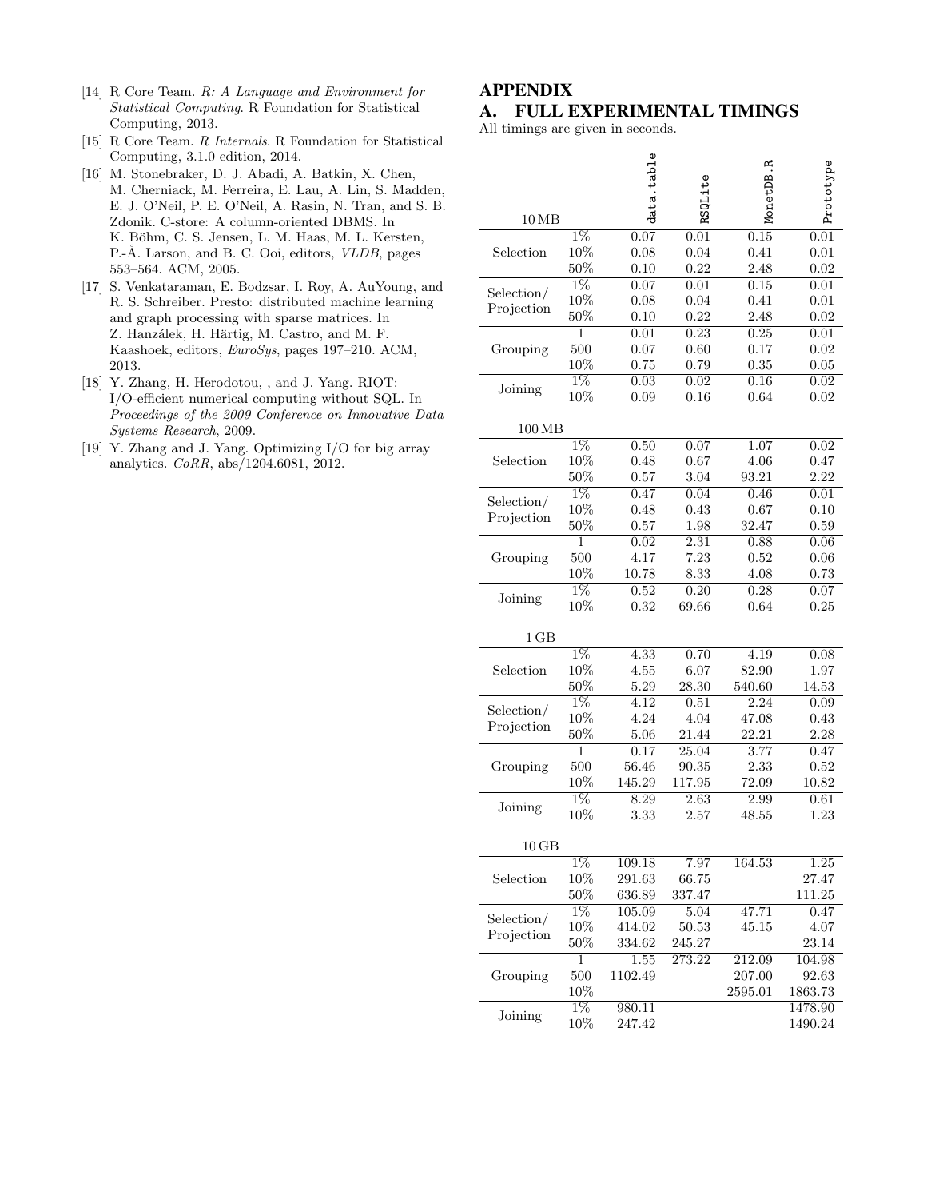[14] R Core Team. *R: A Language and Environment for Statistical Computing*. R Foundation for Statistical Computing, 2013.

[15] R Core Team. *R Internals*. R Foundation for Statistical Computing, 3.1.0 edition, 2014.

[16] M. Stonebraker, D. J. Abadi, A. Batkin, X. Chen, M. Cherniack, M. Ferreira, E. Lau, A. Lin, S. Madden, E. J. O'Neil, P. E. O'Neil, A. Rasin, N. Tran, and S. B. Zdonik. C-store: A column-oriented DBMS. In K. Böhm, C. S. Jensen, L. M. Haas, M. L. Kersten, P.-Å. Larson, and B. C. Ooi, editors, *VLDB*, pages 553–564. ACM, 2005.

[17] S. Venkataraman, E. Bodzsar, I. Roy, A. AuYoung, and R. S. Schreiber. Presto: distributed machine learning and graph processing with sparse matrices. In Z. Hanzálek, H. Härtig, M. Castro, and M. F. Kaashoek, editors, *EuroSys*, pages 197–210. ACM, 2013.

[18] Y. Zhang, H. Herodotou, , and J. Yang. RIOT: I/O-efficient numerical computing without SQL. In *Proceedings of the 2009 Conference on Innovative Data Systems Research*, 2009.

[19] Y. Zhang and J. Yang. Optimizing I/O for big array analytics. *CoRR*, abs/1204.6081, 2012.

# APPENDIX

# A. FULL EXPERIMENTAL TIMINGS

All timings are given in seconds.

| 10 MB | | data.table | RSQLite | MonetDB.R | Prototype |
|---|---|---|---|---|---|
| Selection | 1% | 0.07 | 0.01 | 0.15 | 0.01 |
| | 10% | 0.08 | 0.04 | 0.41 | 0.01 |
| | 50% | 0.10 | 0.22 | 2.48 | 0.02 |
| Selection/ Projection | 1% | 0.07 | 0.01 | 0.15 | 0.01 |
| | 10% | 0.08 | 0.04 | 0.41 | 0.01 |
| | 50% | 0.10 | 0.22 | 2.48 | 0.02 |
| Grouping | 1 | 0.01 | 0.23 | 0.25 | 0.01 |
| | 500 | 0.07 | 0.60 | 0.17 | 0.02 |
| | 10% | 0.75 | 0.79 | 0.35 | 0.05 |
| Joining | 1% | 0.03 | 0.02 | 0.16 | 0.02 |
| | 10% | 0.09 | 0.16 | 0.64 | 0.02 |

| 100 MB | | data.table | RSQLite | MonetDB.R | Prototype |
|---|---|---|---|---|---|
| Selection | 1% | 0.50 | 0.07 | 1.07 | 0.02 |
| | 10% | 0.48 | 0.67 | 4.06 | 0.47 |
| | 50% | 0.57 | 3.04 | 93.21 | 2.22 |
| Selection/ Projection | 1% | 0.47 | 0.04 | 0.46 | 0.01 |
| | 10% | 0.48 | 0.43 | 0.67 | 0.10 |
| | 50% | 0.57 | 1.98 | 32.47 | 0.59 |
| Grouping | 1 | 0.02 | 2.31 | 0.88 | 0.06 |
| | 500 | 4.17 | 7.23 | 0.52 | 0.06 |
| | 10% | 10.78 | 8.33 | 4.08 | 0.73 |
| Joining | 1% | 0.52 | 0.20 | 0.28 | 0.07 |
| | 10% | 0.32 | 69.66 | 0.64 | 0.25 |

| 1 GB | | data.table | RSQLite | MonetDB.R | Prototype |
|---|---|---|---|---|---|
| Selection | 1% | 4.33 | 0.70 | 4.19 | 0.08 |
| | 10% | 4.55 | 6.07 | 82.90 | 1.97 |
| | 50% | 5.29 | 28.30 | 540.60 | 14.53 |
| Selection/ Projection | 1% | 4.12 | 0.51 | 2.24 | 0.09 |
| | 10% | 4.24 | 4.04 | 47.08 | 0.43 |
| | 50% | 5.06 | 21.44 | 22.21 | 2.28 |
| Grouping | 1 | 0.17 | 25.04 | 3.77 | 0.47 |
| | 500 | 56.46 | 90.35 | 2.33 | 0.52 |
| | 10% | 145.29 | 117.95 | 72.09 | 10.82 |
| Joining | 1% | 8.29 | 2.63 | 2.99 | 0.61 |
| | 10% | 3.33 | 2.57 | 48.55 | 1.23 |

| 10 GB | | data.table | RSQLite | MonetDB.R | Prototype |
|---|---|---|---|---|---|
| Selection | 1% | 109.18 | 7.97 | 164.53 | 1.25 |
| | 10% | 291.63 | 66.75 | | 27.47 |
| | 50% | 636.89 | 337.47 | | 111.25 |
| Selection/ Projection | 1% | 105.09 | 5.04 | 47.71 | 0.47 |
| | 10% | 414.02 | 50.53 | 45.15 | 4.07 |
| | 50% | 334.62 | 245.27 | | 23.14 |
| Grouping | 1 | 1.55 | 273.22 | 212.09 | 104.98 |
| | 500 | 1102.49 | | 207.00 | 92.63 |
| | 10% | | | 2595.01 | 1863.73 |
| Joining | 1% | 980.11 | | | 1478.90 |
| | 10% | 247.42 | | | 1490.24 |